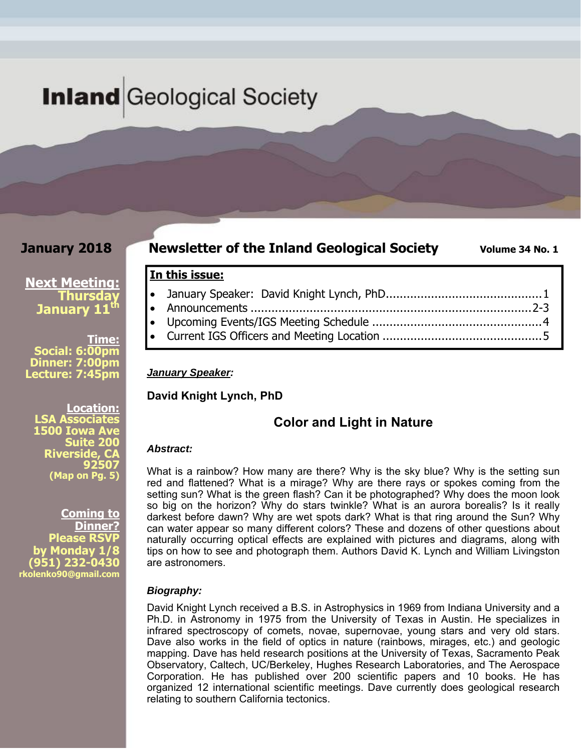# Inland Geological Society

**January 2018**

## Newsletter of the Inland Geological Society

**Volume 34 No. 1**

**Next Meeting:**
**Thursday January 11th**

**Time:**
**Social: 6:00pm**
**Dinner: 7:00pm**
**Lecture: 7:45pm**

**Location:**
**LSA Associates**
**1500 Iowa Ave**
**Suite 200**
**Riverside, CA 92507**
**(Map on Pg. 5)**

**Coming to Dinner?**
**Please RSVP by Monday 1/8**
**(951) 232-0430**
**rkolenko90@gmail.com**

**In this issue:**

- January Speaker: David Knight Lynch, PhD.....1
- Announcements.....2-3
- Upcoming Events/IGS Meeting Schedule.....4
- Current IGS Officers and Meeting Location.....5

***January Speaker:***

**David Knight Lynch, PhD**

### Color and Light in Nature

***Abstract:***

What is a rainbow? How many are there? Why is the sky blue? Why is the setting sun red and flattened? What is a mirage? Why are there rays or spokes coming from the setting sun? What is the green flash? Can it be photographed? Why does the moon look so big on the horizon? Why do stars twinkle? What is an aurora borealis? Is it really darkest before dawn? Why are wet spots dark? What is that ring around the Sun? Why can water appear so many different colors? These and dozens of other questions about naturally occurring optical effects are explained with pictures and diagrams, along with tips on how to see and photograph them. Authors David K. Lynch and William Livingston are astronomers.

***Biography:***

David Knight Lynch received a B.S. in Astrophysics in 1969 from Indiana University and a Ph.D. in Astronomy in 1975 from the University of Texas in Austin. He specializes in infrared spectroscopy of comets, novae, supernovae, young stars and very old stars. Dave also works in the field of optics in nature (rainbows, mirages, etc.) and geologic mapping. Dave has held research positions at the University of Texas, Sacramento Peak Observatory, Caltech, UC/Berkeley, Hughes Research Laboratories, and The Aerospace Corporation. He has published over 200 scientific papers and 10 books. He has organized 12 international scientific meetings. Dave currently does geological research relating to southern California tectonics.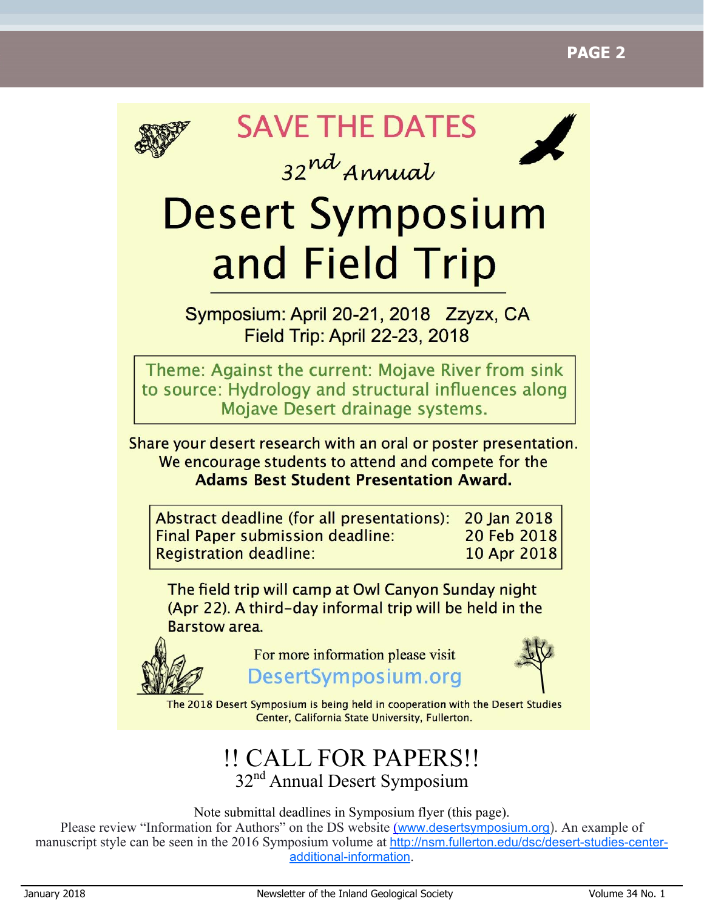# SAVE THE DATES

32nd Annual

# Desert Symposium and Field Trip

Symposium: April 20-21, 2018 Zzyzx, CA
Field Trip: April 22-23, 2018

Theme: Against the current: Mojave River from sink to source: Hydrology and structural influences along Mojave Desert drainage systems.

Share your desert research with an oral or poster presentation. We encourage students to attend and compete for the **Adams Best Student Presentation Award.**

| | |
|---|---|
| Abstract deadline (for all presentations): | 20 Jan 2018 |
| Final Paper submission deadline: | 20 Feb 2018 |
| Registration deadline: | 10 Apr 2018 |

The field trip will camp at Owl Canyon Sunday night (Apr 22). A third-day informal trip will be held in the Barstow area.

For more information please visit
DesertSymposium.org

The 2018 Desert Symposium is being held in cooperation with the Desert Studies Center, California State University, Fullerton.

## !! CALL FOR PAPERS!!

32nd Annual Desert Symposium

Note submittal deadlines in Symposium flyer (this page).
Please review "Information for Authors" on the DS website (www.desertsymposium.org). An example of manuscript style can be seen in the 2016 Symposium volume at http://nsm.fullerton.edu/dsc/desert-studies-center-additional-information.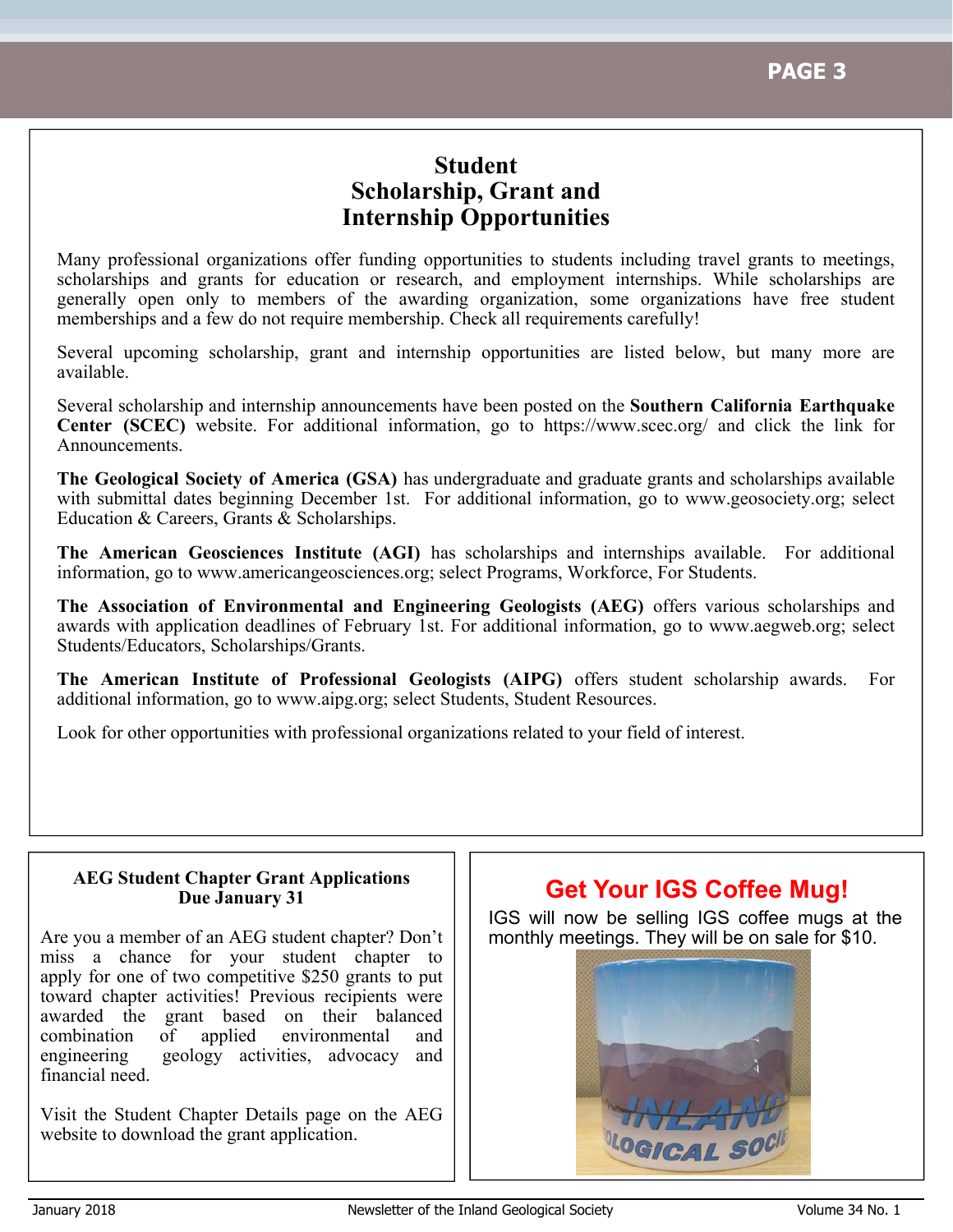# Student Scholarship, Grant and Internship Opportunities

Many professional organizations offer funding opportunities to students including travel grants to meetings, scholarships and grants for education or research, and employment internships. While scholarships are generally open only to members of the awarding organization, some organizations have free student memberships and a few do not require membership. Check all requirements carefully!

Several upcoming scholarship, grant and internship opportunities are listed below, but many more are available.

Several scholarship and internship announcements have been posted on the **Southern California Earthquake Center (SCEC)** website. For additional information, go to https://www.scec.org/ and click the link for Announcements.

**The Geological Society of America (GSA)** has undergraduate and graduate grants and scholarships available with submittal dates beginning December 1st. For additional information, go to www.geosociety.org; select Education & Careers, Grants & Scholarships.

**The American Geosciences Institute (AGI)** has scholarships and internships available. For additional information, go to www.americangeosciences.org; select Programs, Workforce, For Students.

**The Association of Environmental and Engineering Geologists (AEG)** offers various scholarships and awards with application deadlines of February 1st. For additional information, go to www.aegweb.org; select Students/Educators, Scholarships/Grants.

**The American Institute of Professional Geologists (AIPG)** offers student scholarship awards. For additional information, go to www.aipg.org; select Students, Student Resources.

Look for other opportunities with professional organizations related to your field of interest.

### AEG Student Chapter Grant Applications Due January 31

Are you a member of an AEG student chapter? Don't miss a chance for your student chapter to apply for one of two competitive $250 grants to put toward chapter activities! Previous recipients were awarded the grant based on their balanced combination of applied environmental and engineering geology activities, advocacy and financial need.

Visit the Student Chapter Details page on the AEG website to download the grant application.

## Get Your IGS Coffee Mug!

IGS will now be selling IGS coffee mugs at the monthly meetings. They will be on sale for $10.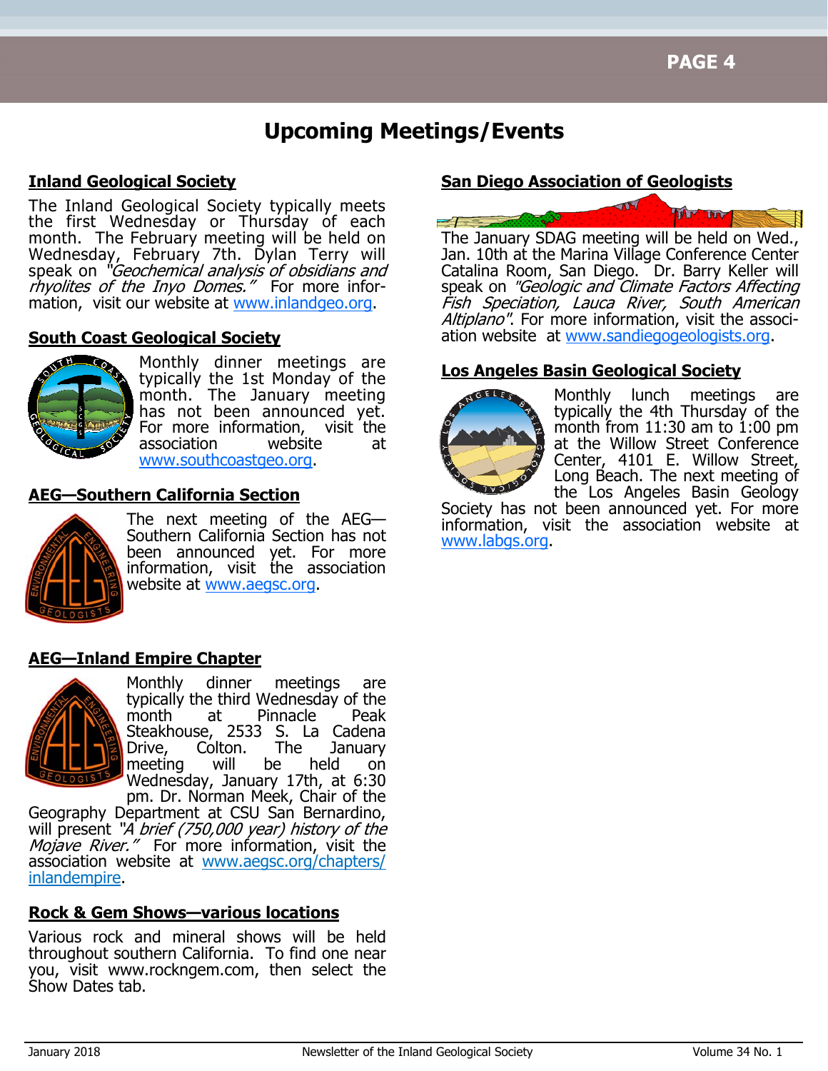# Upcoming Meetings/Events

## Inland Geological Society

The Inland Geological Society typically meets the first Wednesday or Thursday of each month. The February meeting will be held on Wednesday, February 7th. Dylan Terry will speak on *"Geochemical analysis of obsidians and rhyolites of the Inyo Domes."* For more information, visit our website at www.inlandgeo.org.

## South Coast Geological Society

Monthly dinner meetings are typically the 1st Monday of the month. The January meeting has not been announced yet. For more information, visit the association website at www.southcoastgeo.org.

## AEG—Southern California Section

The next meeting of the AEG—Southern California Section has not been announced yet. For more information, visit the association website at www.aegsc.org.

## AEG—Inland Empire Chapter

Monthly dinner meetings are typically the third Wednesday of the month at Pinnacle Peak Steakhouse, 2533 S. La Cadena Drive, Colton. The January meeting will be held on Wednesday, January 17th, at 6:30 pm. Dr. Norman Meek, Chair of the Geography Department at CSU San Bernardino, will present *"A brief (750,000 year) history of the Mojave River."* For more information, visit the association website at www.aegsc.org/chapters/inlandempire.

## Rock & Gem Shows—various locations

Various rock and mineral shows will be held throughout southern California. To find one near you, visit www.rockngem.com, then select the Show Dates tab.

## San Diego Association of Geologists

The January SDAG meeting will be held on Wed., Jan. 10th at the Marina Village Conference Center Catalina Room, San Diego. Dr. Barry Keller will speak on *"Geologic and Climate Factors Affecting Fish Speciation, Lauca River, South American Altiplano"*. For more information, visit the association website at www.sandiegogeologists.org.

## Los Angeles Basin Geological Society

Monthly lunch meetings are typically the 4th Thursday of the month from 11:30 am to 1:00 pm at the Willow Street Conference Center, 4101 E. Willow Street, Long Beach. The next meeting of the Los Angeles Basin Geology Society has not been announced yet. For more information, visit the association website at www.labgs.org.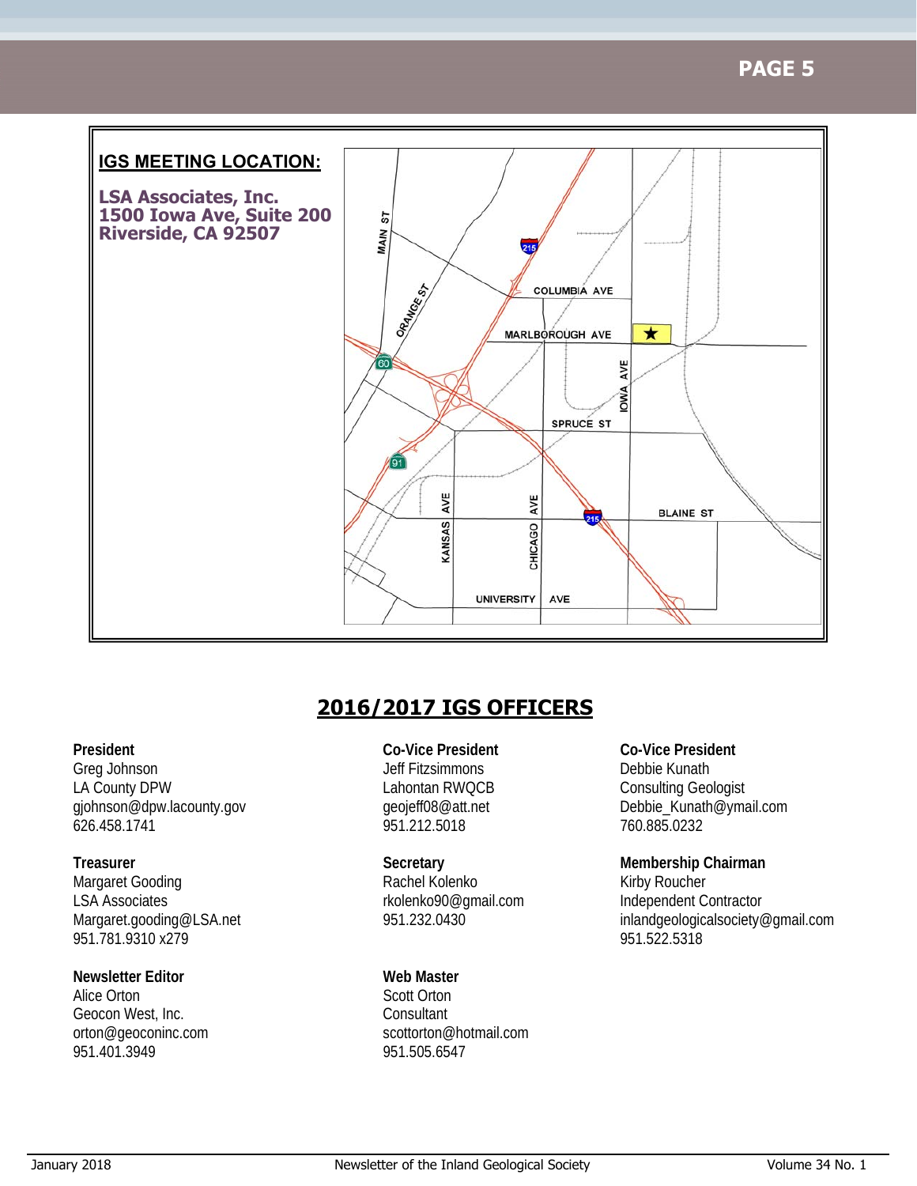## IGS MEETING LOCATION:

**LSA Associates, Inc.**
**1500 Iowa Ave, Suite 200**
**Riverside, CA 92507**

MAIN ST
ORANGE ST
215
COLUMBIA AVE
MARLBOROUGH AVE
60
IOWA AVE
SPRUCE ST
91
KANSAS AVE
CHICAGO AVE
215
BLAINE ST
UNIVERSITY AVE

## 2016/2017 IGS OFFICERS

**President**
Greg Johnson
LA County DPW
gjohnson@dpw.lacounty.gov
626.458.1741

**Co-Vice President**
Jeff Fitzsimmons
Lahontan RWQCB
geojeff08@att.net
951.212.5018

**Co-Vice President**
Debbie Kunath
Consulting Geologist
Debbie_Kunath@ymail.com
760.885.0232

**Treasurer**
Margaret Gooding
LSA Associates
Margaret.gooding@LSA.net
951.781.9310 x279

**Secretary**
Rachel Kolenko
rkolenko90@gmail.com
951.232.0430

**Membership Chairman**
Kirby Roucher
Independent Contractor
inlandgeologicalsociety@gmail.com
951.522.5318

**Newsletter Editor**
Alice Orton
Geocon West, Inc.
orton@geoconinc.com
951.401.3949

**Web Master**
Scott Orton
Consultant
scottorton@hotmail.com
951.505.6547